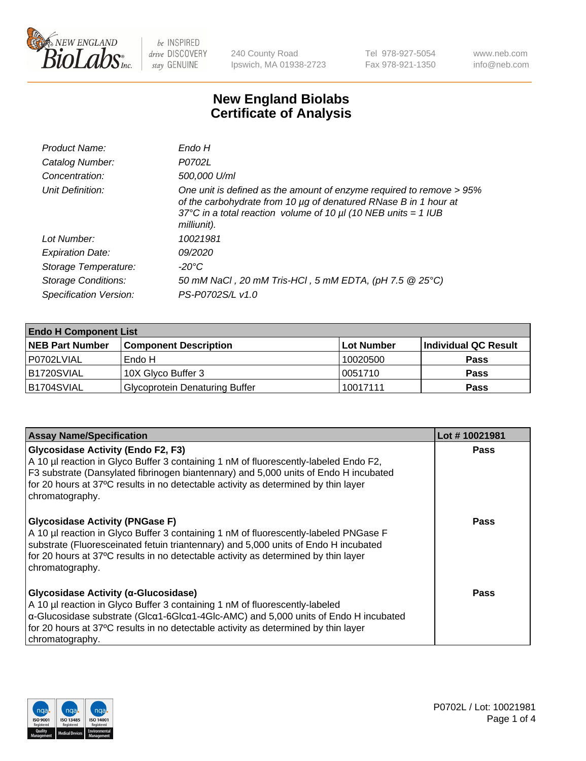# New England Biolabs
# Certificate of Analysis

| | |
|---|---|
| *Product Name:* | *Endo H* |
| *Catalog Number:* | *P0702L* |
| *Concentration:* | *500,000 U/ml* |
| *Unit Definition:* | *One unit is defined as the amount of enzyme required to remove > 95% of the carbohydrate from 10 µg of denatured RNase B in 1 hour at 37°C in a total reaction volume of 10 µl (10 NEB units = 1 IUB milliunit).* |
| *Lot Number:* | *10021981* |
| *Expiration Date:* | *09/2020* |
| *Storage Temperature:* | *-20°C* |
| *Storage Conditions:* | *50 mM NaCl , 20 mM Tris-HCl , 5 mM EDTA, (pH 7.5 @ 25°C)* |
| *Specification Version:* | *PS-P0702S/L v1.0* |

| **Endo H Component List** | | | |
|---|---|---|---|
| **NEB Part Number** | **Component Description** | **Lot Number** | **Individual QC Result** |
| P0702LVIAL | Endo H | 10020500 | **Pass** |
| B1720SVIAL | 10X Glyco Buffer 3 | 0051710 | **Pass** |
| B1704SVIAL | Glycoprotein Denaturing Buffer | 10017111 | **Pass** |

| **Assay Name/Specification** | **Lot # 10021981** |
|---|---|
| **Glycosidase Activity (Endo F2, F3)**<br>A 10 µl reaction in Glyco Buffer 3 containing 1 nM of fluorescently-labeled Endo F2, F3 substrate (Dansylated fibrinogen biantennary) and 5,000 units of Endo H incubated for 20 hours at 37ºC results in no detectable activity as determined by thin layer chromatography. | **Pass** |
| **Glycosidase Activity (PNGase F)**<br>A 10 µl reaction in Glyco Buffer 3 containing 1 nM of fluorescently-labeled PNGase F substrate (Fluoresceinated fetuin triantennary) and 5,000 units of Endo H incubated for 20 hours at 37ºC results in no detectable activity as determined by thin layer chromatography. | **Pass** |
| **Glycosidase Activity (α-Glucosidase)**<br>A 10 µl reaction in Glyco Buffer 3 containing 1 nM of fluorescently-labeled α-Glucosidase substrate (Glcα1-6Glcα1-4Glc-AMC) and 5,000 units of Endo H incubated for 20 hours at 37ºC results in no detectable activity as determined by thin layer chromatography. | **Pass** |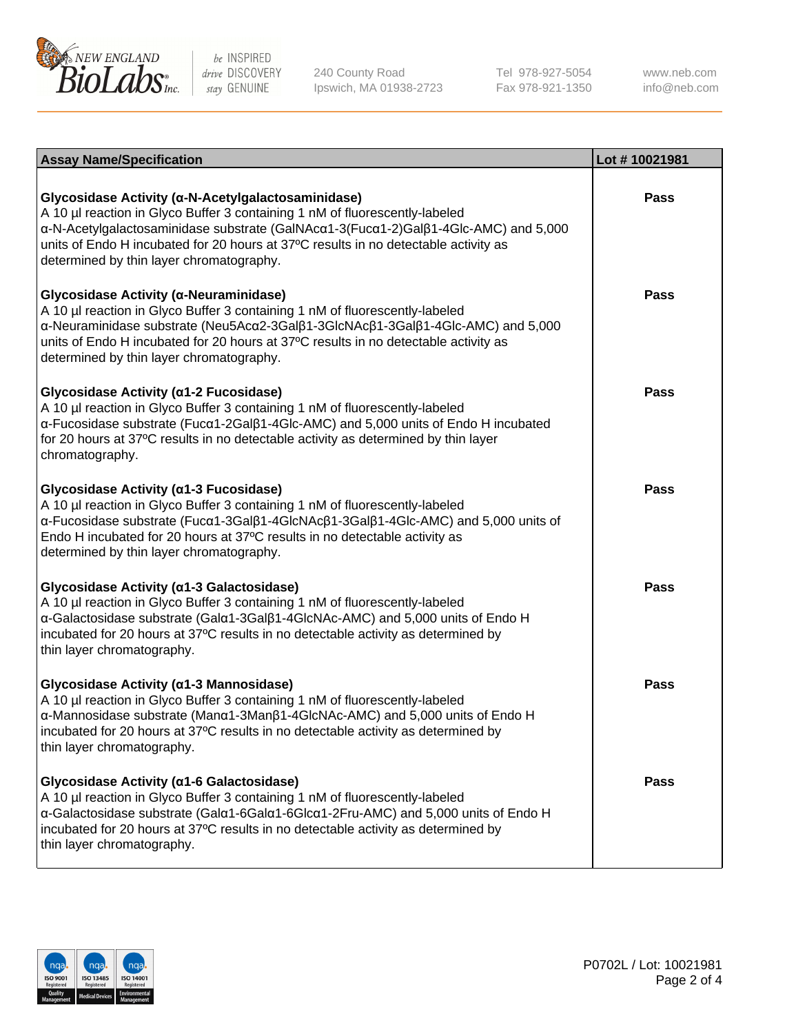| Assay Name/Specification | Lot # 10021981 |
|---|---|
| **Glycosidase Activity (α-N-Acetylgalactosaminidase)**<br>A 10 µl reaction in Glyco Buffer 3 containing 1 nM of fluorescently-labeled α-N-Acetylgalactosaminidase substrate (GalNAcα1-3(Fucα1-2)Galβ1-4Glc-AMC) and 5,000 units of Endo H incubated for 20 hours at 37ºC results in no detectable activity as determined by thin layer chromatography. | Pass |
| **Glycosidase Activity (α-Neuraminidase)**<br>A 10 µl reaction in Glyco Buffer 3 containing 1 nM of fluorescently-labeled α-Neuraminidase substrate (Neu5Acα2-3Galβ1-3GlcNAcβ1-3Galβ1-4Glc-AMC) and 5,000 units of Endo H incubated for 20 hours at 37ºC results in no detectable activity as determined by thin layer chromatography. | Pass |
| **Glycosidase Activity (α1-2 Fucosidase)**<br>A 10 µl reaction in Glyco Buffer 3 containing 1 nM of fluorescently-labeled α-Fucosidase substrate (Fucα1-2Galβ1-4Glc-AMC) and 5,000 units of Endo H incubated for 20 hours at 37ºC results in no detectable activity as determined by thin layer chromatography. | Pass |
| **Glycosidase Activity (α1-3 Fucosidase)**<br>A 10 µl reaction in Glyco Buffer 3 containing 1 nM of fluorescently-labeled α-Fucosidase substrate (Fucα1-3Galβ1-4GlcNAcβ1-3Galβ1-4Glc-AMC) and 5,000 units of Endo H incubated for 20 hours at 37ºC results in no detectable activity as determined by thin layer chromatography. | Pass |
| **Glycosidase Activity (α1-3 Galactosidase)**<br>A 10 µl reaction in Glyco Buffer 3 containing 1 nM of fluorescently-labeled α-Galactosidase substrate (Galα1-3Galβ1-4GlcNAc-AMC) and 5,000 units of Endo H incubated for 20 hours at 37ºC results in no detectable activity as determined by thin layer chromatography. | Pass |
| **Glycosidase Activity (α1-3 Mannosidase)**<br>A 10 µl reaction in Glyco Buffer 3 containing 1 nM of fluorescently-labeled α-Mannosidase substrate (Manα1-3Manβ1-4GlcNAc-AMC) and 5,000 units of Endo H incubated for 20 hours at 37ºC results in no detectable activity as determined by thin layer chromatography. | Pass |
| **Glycosidase Activity (α1-6 Galactosidase)**<br>A 10 µl reaction in Glyco Buffer 3 containing 1 nM of fluorescently-labeled α-Galactosidase substrate (Galα1-6Galα1-6Glcα1-2Fru-AMC) and 5,000 units of Endo H incubated for 20 hours at 37ºC results in no detectable activity as determined by thin layer chromatography. | Pass |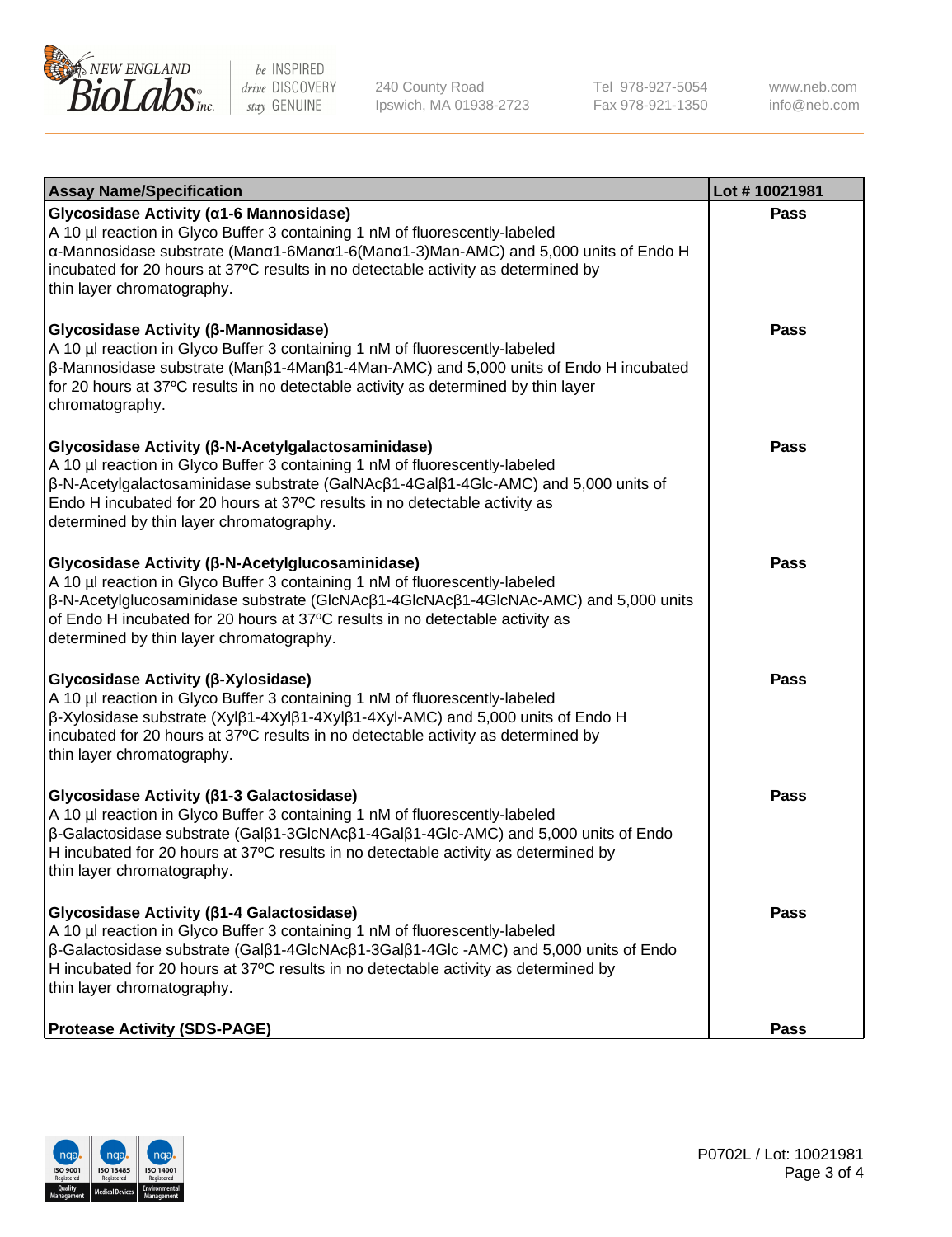| Assay Name/Specification | Lot # 10021981 |
|---|---|
| **Glycosidase Activity (α1-6 Mannosidase)**<br>A 10 µl reaction in Glyco Buffer 3 containing 1 nM of fluorescently-labeled α-Mannosidase substrate (Manα1-6Manα1-6(Manα1-3)Man-AMC) and 5,000 units of Endo H incubated for 20 hours at 37ºC results in no detectable activity as determined by thin layer chromatography. | **Pass** |
| **Glycosidase Activity (β-Mannosidase)**<br>A 10 µl reaction in Glyco Buffer 3 containing 1 nM of fluorescently-labeled β-Mannosidase substrate (Manβ1-4Manβ1-4Man-AMC) and 5,000 units of Endo H incubated for 20 hours at 37ºC results in no detectable activity as determined by thin layer chromatography. | **Pass** |
| **Glycosidase Activity (β-N-Acetylgalactosaminidase)**<br>A 10 µl reaction in Glyco Buffer 3 containing 1 nM of fluorescently-labeled β-N-Acetylgalactosaminidase substrate (GalNAcβ1-4Galβ1-4Glc-AMC) and 5,000 units of Endo H incubated for 20 hours at 37ºC results in no detectable activity as determined by thin layer chromatography. | **Pass** |
| **Glycosidase Activity (β-N-Acetylglucosaminidase)**<br>A 10 µl reaction in Glyco Buffer 3 containing 1 nM of fluorescently-labeled β-N-Acetylglucosaminidase substrate (GlcNAcβ1-4GlcNAcβ1-4GlcNAc-AMC) and 5,000 units of Endo H incubated for 20 hours at 37ºC results in no detectable activity as determined by thin layer chromatography. | **Pass** |
| **Glycosidase Activity (β-Xylosidase)**<br>A 10 µl reaction in Glyco Buffer 3 containing 1 nM of fluorescently-labeled β-Xylosidase substrate (Xylβ1-4Xylβ1-4Xylβ1-4Xyl-AMC) and 5,000 units of Endo H incubated for 20 hours at 37ºC results in no detectable activity as determined by thin layer chromatography. | **Pass** |
| **Glycosidase Activity (β1-3 Galactosidase)**<br>A 10 µl reaction in Glyco Buffer 3 containing 1 nM of fluorescently-labeled β-Galactosidase substrate (Galβ1-3GlcNAcβ1-4Galβ1-4Glc-AMC) and 5,000 units of Endo H incubated for 20 hours at 37ºC results in no detectable activity as determined by thin layer chromatography. | **Pass** |
| **Glycosidase Activity (β1-4 Galactosidase)**<br>A 10 µl reaction in Glyco Buffer 3 containing 1 nM of fluorescently-labeled β-Galactosidase substrate (Galβ1-4GlcNAcβ1-3Galβ1-4Glc -AMC) and 5,000 units of Endo H incubated for 20 hours at 37ºC results in no detectable activity as determined by thin layer chromatography. | **Pass** |
| **Protease Activity (SDS-PAGE)** | **Pass** |

P0702L / Lot: 10021981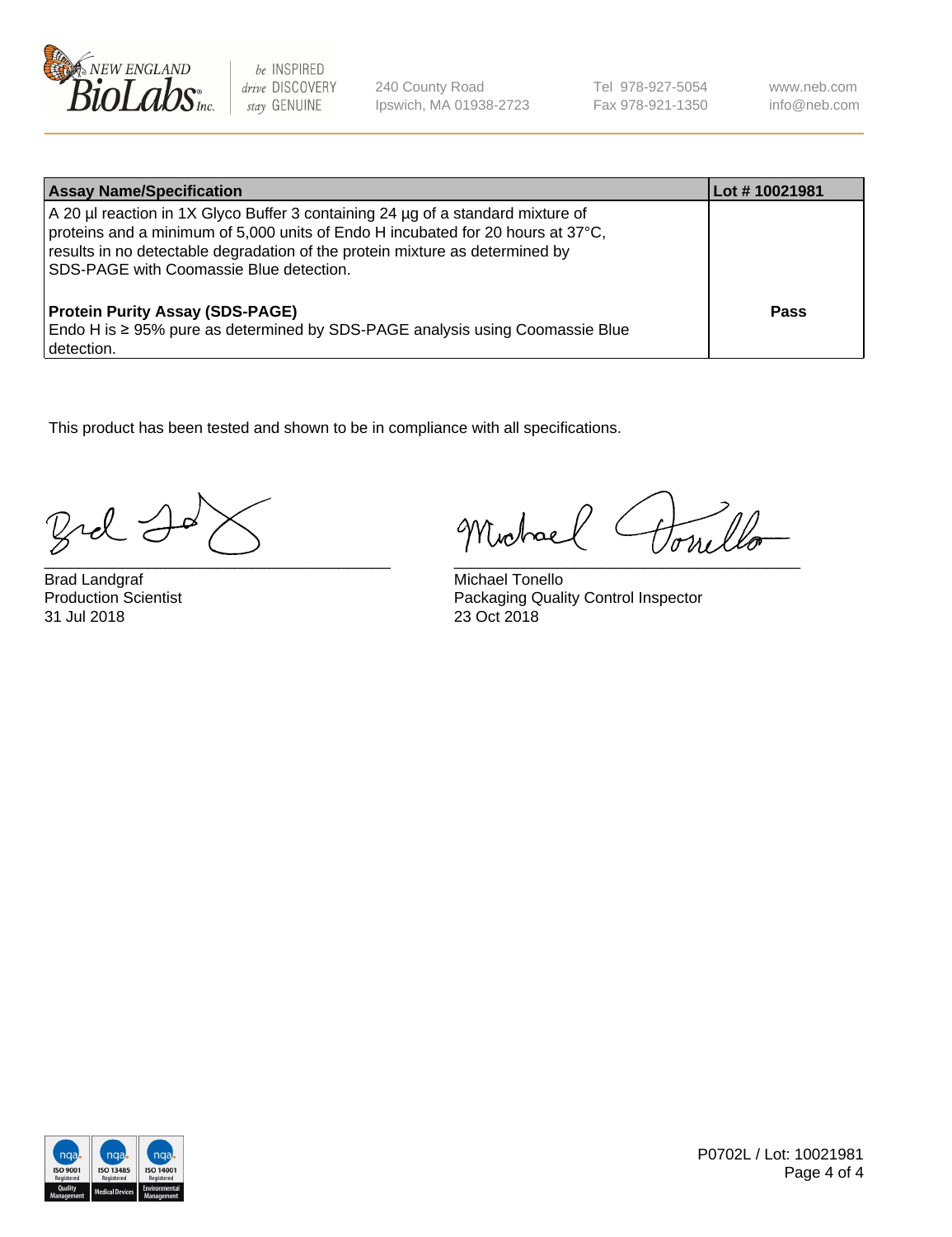240 County Road
Ipswich, MA 01938-2723

Tel 978-927-5054
Fax 978-921-1350

www.neb.com
info@neb.com

| Assay Name/Specification | Lot # 10021981 |
| --- | --- |
| A 20 µl reaction in 1X Glyco Buffer 3 containing 24 µg of a standard mixture of proteins and a minimum of 5,000 units of Endo H incubated for 20 hours at 37°C, results in no detectable degradation of the protein mixture as determined by SDS-PAGE with Coomassie Blue detection. | |
| **Protein Purity Assay (SDS-PAGE)** Endo H is ≥ 95% pure as determined by SDS-PAGE analysis using Coomassie Blue detection. | **Pass** |

This product has been tested and shown to be in compliance with all specifications.

Brad Landgraf
Production Scientist
31 Jul 2018

Michael Tonello
Packaging Quality Control Inspector
23 Oct 2018

P0702L / Lot: 10021981